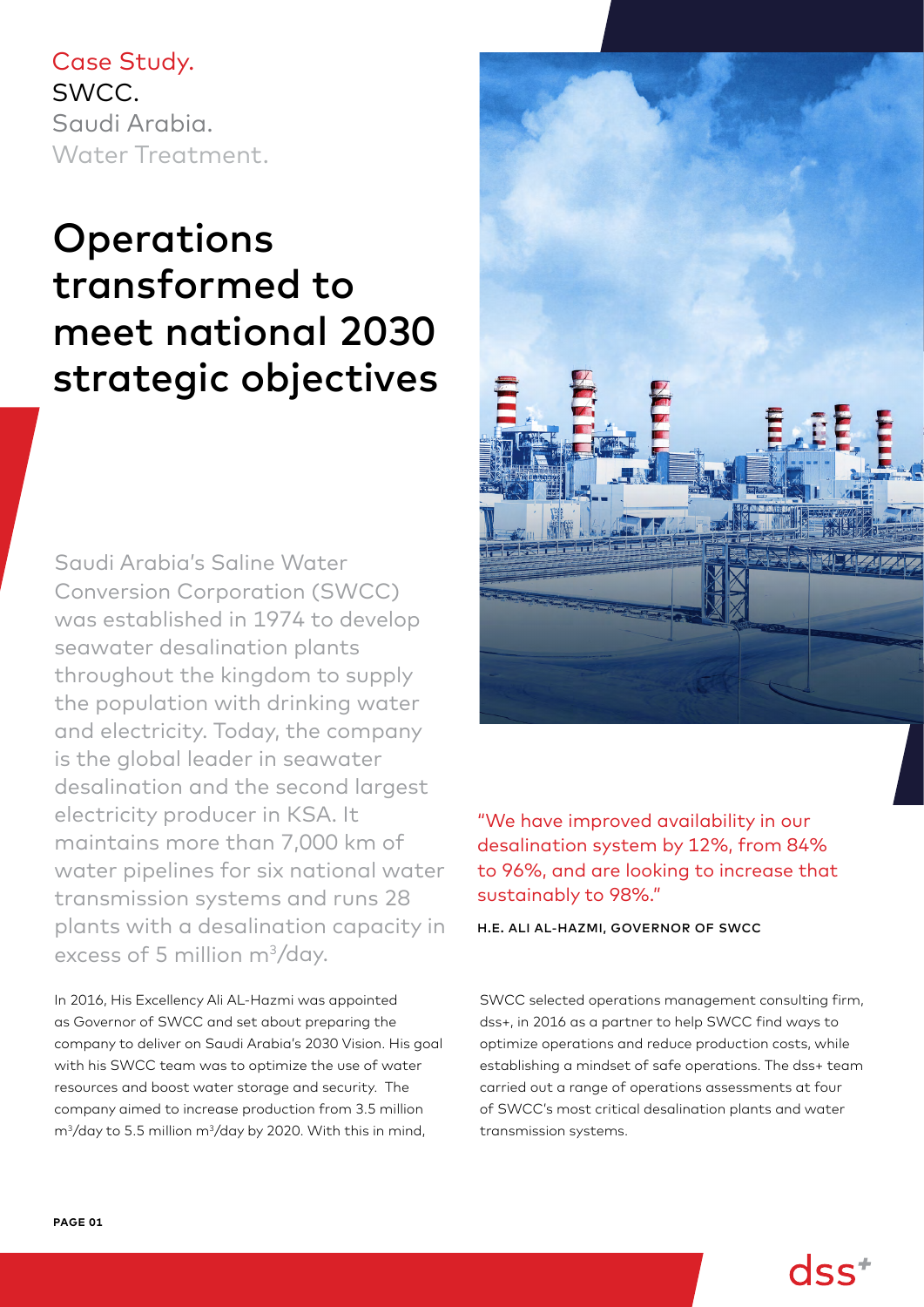Case Study.
SWCC.
Saudi Arabia.
Water Treatment.

# Operations transformed to meet national 2030 strategic objectives

Saudi Arabia's Saline Water Conversion Corporation (SWCC) was established in 1974 to develop seawater desalination plants throughout the kingdom to supply the population with drinking water and electricity. Today, the company is the global leader in seawater desalination and the second largest electricity producer in KSA. It maintains more than 7,000 km of water pipelines for six national water transmission systems and runs 28 plants with a desalination capacity in excess of 5 million $m^3$/day.

"We have improved availability in our desalination system by 12%, from 84% to 96%, and are looking to increase that sustainably to 98%."

**H.E. ALI AL-HAZMI, GOVERNOR OF SWCC**

In 2016, His Excellency Ali AL-Hazmi was appointed as Governor of SWCC and set about preparing the company to deliver on Saudi Arabia's 2030 Vision. His goal with his SWCC team was to optimize the use of water resources and boost water storage and security. The company aimed to increase production from 3.5 million $m^3$/day to 5.5 million $m^3$/day by 2020. With this in mind, SWCC selected operations management consulting firm, dss+, in 2016 as a partner to help SWCC find ways to optimize operations and reduce production costs, while establishing a mindset of safe operations. The dss+ team carried out a range of operations assessments at four of SWCC's most critical desalination plants and water transmission systems.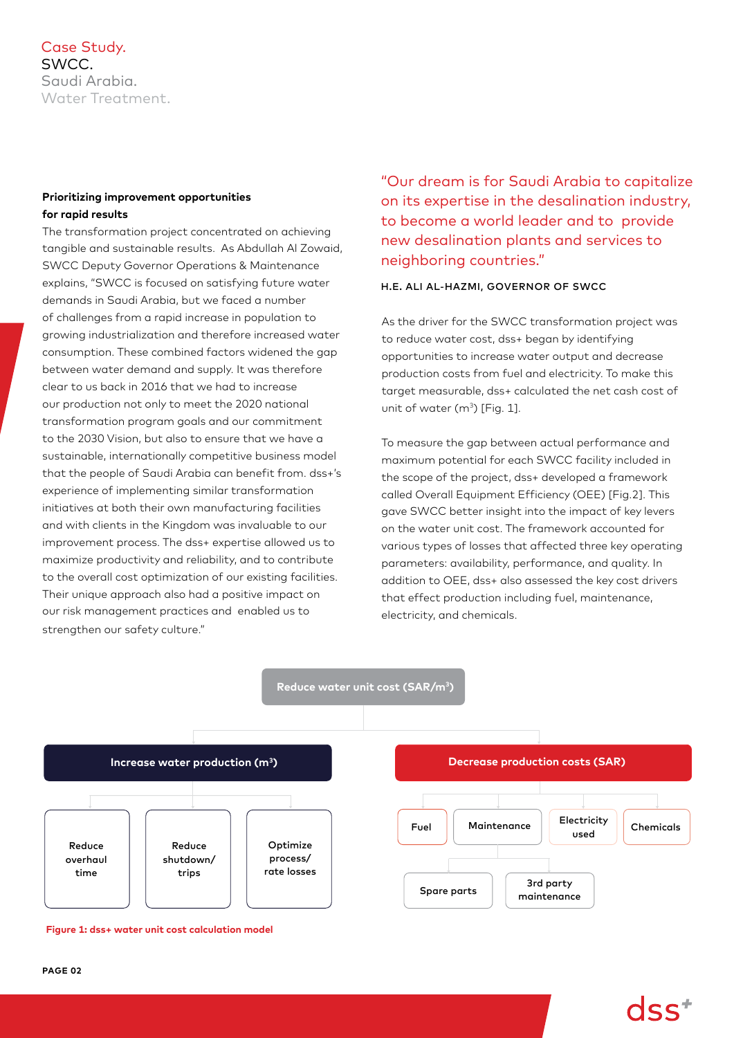Case Study.
SWCC.
Saudi Arabia.
Water Treatment.

**Prioritizing improvement opportunities for rapid results**

The transformation project concentrated on achieving tangible and sustainable results. As Abdullah Al Zowaid, SWCC Deputy Governor Operations & Maintenance explains, "SWCC is focused on satisfying future water demands in Saudi Arabia, but we faced a number of challenges from a rapid increase in population to growing industrialization and therefore increased water consumption. These combined factors widened the gap between water demand and supply. It was therefore clear to us back in 2016 that we had to increase our production not only to meet the 2020 national transformation program goals and our commitment to the 2030 Vision, but also to ensure that we have a sustainable, internationally competitive business model that the people of Saudi Arabia can benefit from. dss+'s experience of implementing similar transformation initiatives at both their own manufacturing facilities and with clients in the Kingdom was invaluable to our improvement process. The dss+ expertise allowed us to maximize productivity and reliability, and to contribute to the overall cost optimization of our existing facilities. Their unique approach also had a positive impact on our risk management practices and enabled us to strengthen our safety culture."

> "Our dream is for Saudi Arabia to capitalize on its expertise in the desalination industry, to become a world leader and to provide new desalination plants and services to neighboring countries."
>
> H.E. ALI AL-HAZMI, GOVERNOR OF SWCC

As the driver for the SWCC transformation project was to reduce water cost, dss+ began by identifying opportunities to increase water output and decrease production costs from fuel and electricity. To make this target measurable, dss+ calculated the net cash cost of unit of water ($m^3$) [Fig. 1].

To measure the gap between actual performance and maximum potential for each SWCC facility included in the scope of the project, dss+ developed a framework called Overall Equipment Efficiency (OEE) [Fig.2]. This gave SWCC better insight into the impact of key levers on the water unit cost. The framework accounted for various types of losses that affected three key operating parameters: availability, performance, and quality. In addition to OEE, dss+ also assessed the key cost drivers that effect production including fuel, maintenance, electricity, and chemicals.

- Reduce water unit cost (SAR/$m^3$)
  - Increase water production ($m^3$)
    - Reduce overhaul time
    - Reduce shutdown/trips
    - Optimize process/rate losses
  - Decrease production costs (SAR)
    - Fuel
    - Maintenance
      - Spare parts
      - 3rd party maintenance
    - Electricity used
    - Chemicals

**Figure 1: dss+ water unit cost calculation model**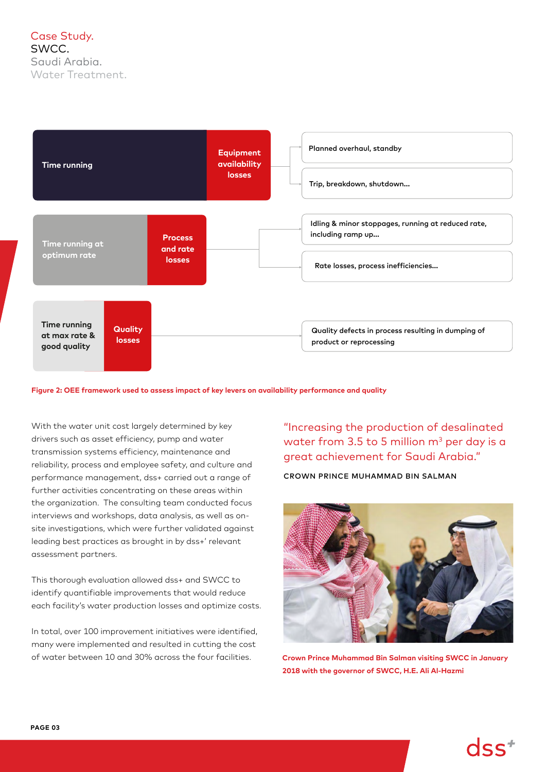Case Study.
SWCC.
Saudi Arabia.
Water Treatment.

| | | |
|---|---|---|
| Time running | Equipment availability losses | Planned overhaul, standby<br>Trip, breakdown, shutdown... |
| Time running at optimum rate | Process and rate losses | Idling & minor stoppages, running at reduced rate, including ramp up...<br>Rate losses, process inefficiencies... |
| Time running at max rate & good quality | Quality losses | Quality defects in process resulting in dumping of product or reprocessing |

**Figure 2: OEE framework used to assess impact of key levers on availability performance and quality**

With the water unit cost largely determined by key drivers such as asset efficiency, pump and water transmission systems efficiency, maintenance and reliability, process and employee safety, and culture and performance management, dss+ carried out a range of further activities concentrating on these areas within the organization. The consulting team conducted focus interviews and workshops, data analysis, as well as on-site investigations, which were further validated against leading best practices as brought in by dss+' relevant assessment partners.

This thorough evaluation allowed dss+ and SWCC to identify quantifiable improvements that would reduce each facility's water production losses and optimize costs.

In total, over 100 improvement initiatives were identified, many were implemented and resulted in cutting the cost of water between 10 and 30% across the four facilities.

"Increasing the production of desalinated water from 3.5 to 5 million $m^3$ per day is a great achievement for Saudi Arabia."

CROWN PRINCE MUHAMMAD BIN SALMAN

**Crown Prince Muhammad Bin Salman visiting SWCC in January 2018 with the governor of SWCC, H.E. Ali Al-Hazmi**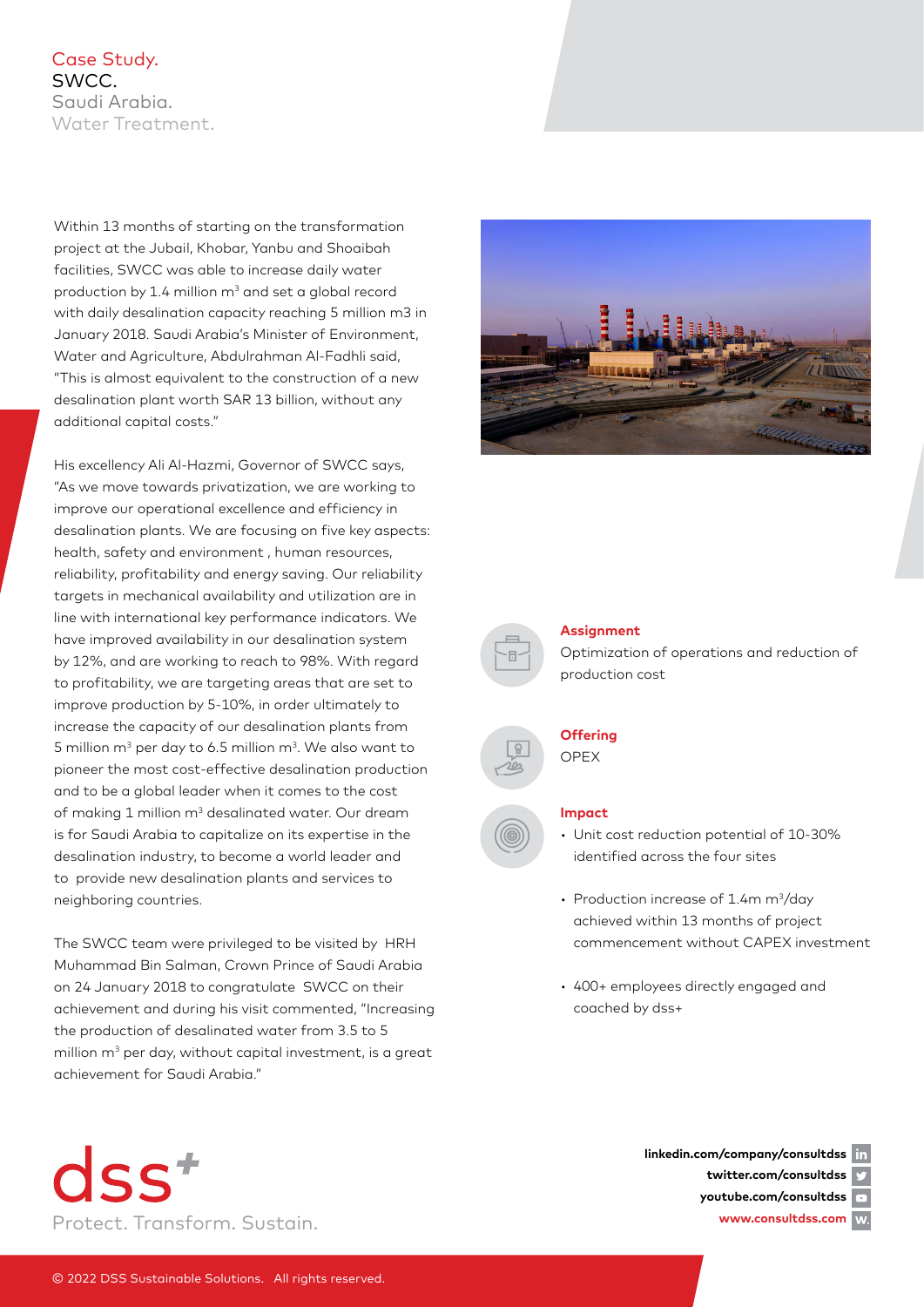Case Study.
SWCC.
Saudi Arabia.
Water Treatment.

Within 13 months of starting on the transformation project at the Jubail, Khobar, Yanbu and Shoaibah facilities, SWCC was able to increase daily water production by 1.4 million $m^3$ and set a global record with daily desalination capacity reaching 5 million m3 in January 2018. Saudi Arabia's Minister of Environment, Water and Agriculture, Abdulrahman Al-Fadhli said, "This is almost equivalent to the construction of a new desalination plant worth SAR 13 billion, without any additional capital costs."

His excellency Ali Al-Hazmi, Governor of SWCC says, "As we move towards privatization, we are working to improve our operational excellence and efficiency in desalination plants. We are focusing on five key aspects: health, safety and environment , human resources, reliability, profitability and energy saving. Our reliability targets in mechanical availability and utilization are in line with international key performance indicators. We have improved availability in our desalination system by 12%, and are working to reach to 98%. With regard to profitability, we are targeting areas that are set to improve production by 5-10%, in order ultimately to increase the capacity of our desalination plants from 5 million $m^3$ per day to 6.5 million $m^3$. We also want to pioneer the most cost-effective desalination production and to be a global leader when it comes to the cost of making 1 million $m^3$ desalinated water. Our dream is for Saudi Arabia to capitalize on its expertise in the desalination industry, to become a world leader and to provide new desalination plants and services to neighboring countries.

The SWCC team were privileged to be visited by HRH Muhammad Bin Salman, Crown Prince of Saudi Arabia on 24 January 2018 to congratulate SWCC on their achievement and during his visit commented, "Increasing the production of desalinated water from 3.5 to 5 million $m^3$ per day, without capital investment, is a great achievement for Saudi Arabia."

**Assignment**

Optimization of operations and reduction of production cost

**Offering**

OPEX

**Impact**

- Unit cost reduction potential of 10-30% identified across the four sites
- Production increase of 1.4m $m^3$/day achieved within 13 months of project commencement without CAPEX investment
- 400+ employees directly engaged and coached by dss+

dss+
Protect. Transform. Sustain.

linkedin.com/company/consultdss
twitter.com/consultdss
youtube.com/consultdss
www.consultdss.com

© 2022 DSS Sustainable Solutions. All rights reserved.